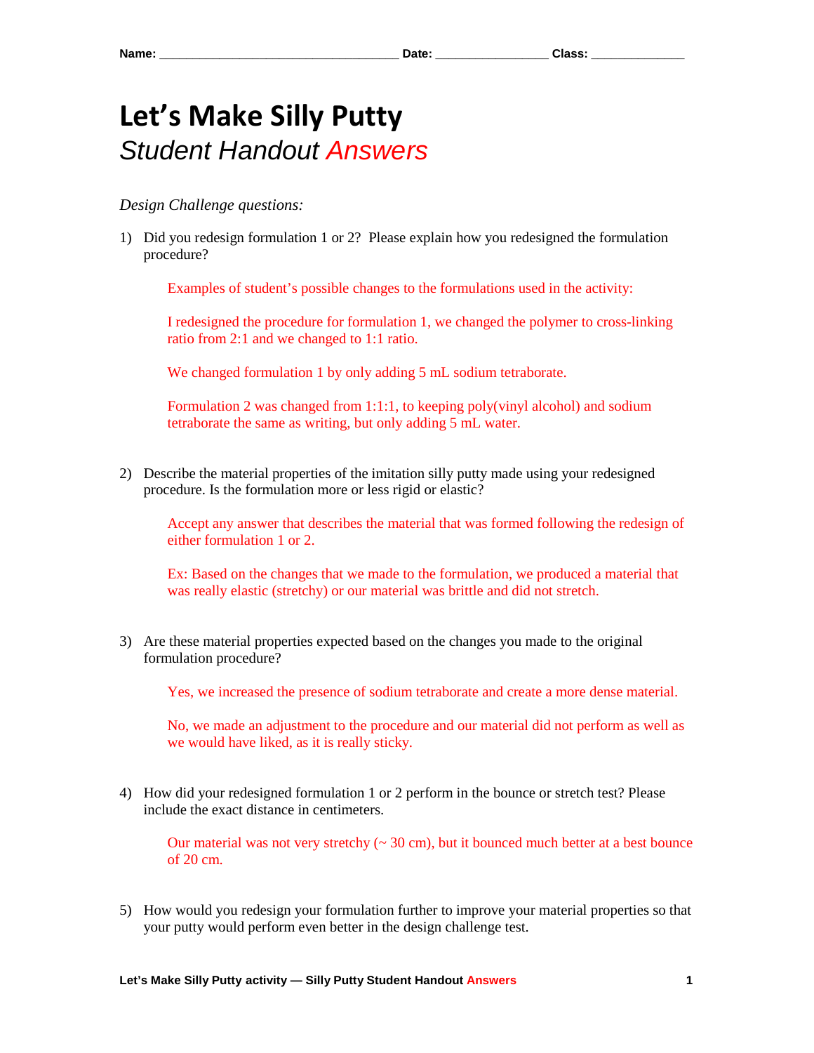Name: ___________________________________ Date: ________________ Class: ______________

# Let's Make Silly Putty

## *Student Handout Answers*

*Design Challenge questions:*

1) Did you redesign formulation 1 or 2? Please explain how you redesigned the formulation procedure?

   Examples of student's possible changes to the formulations used in the activity:

   I redesigned the procedure for formulation 1, we changed the polymer to cross-linking ratio from 2:1 and we changed to 1:1 ratio.

   We changed formulation 1 by only adding 5 mL sodium tetraborate.

   Formulation 2 was changed from 1:1:1, to keeping poly(vinyl alcohol) and sodium tetraborate the same as writing, but only adding 5 mL water.

2) Describe the material properties of the imitation silly putty made using your redesigned procedure. Is the formulation more or less rigid or elastic?

   Accept any answer that describes the material that was formed following the redesign of either formulation 1 or 2.

   Ex: Based on the changes that we made to the formulation, we produced a material that was really elastic (stretchy) or our material was brittle and did not stretch.

3) Are these material properties expected based on the changes you made to the original formulation procedure?

   Yes, we increased the presence of sodium tetraborate and create a more dense material.

   No, we made an adjustment to the procedure and our material did not perform as well as we would have liked, as it is really sticky.

4) How did your redesigned formulation 1 or 2 perform in the bounce or stretch test? Please include the exact distance in centimeters.

   Our material was not very stretchy (~ 30 cm), but it bounced much better at a best bounce of 20 cm.

5) How would you redesign your formulation further to improve your material properties so that your putty would perform even better in the design challenge test.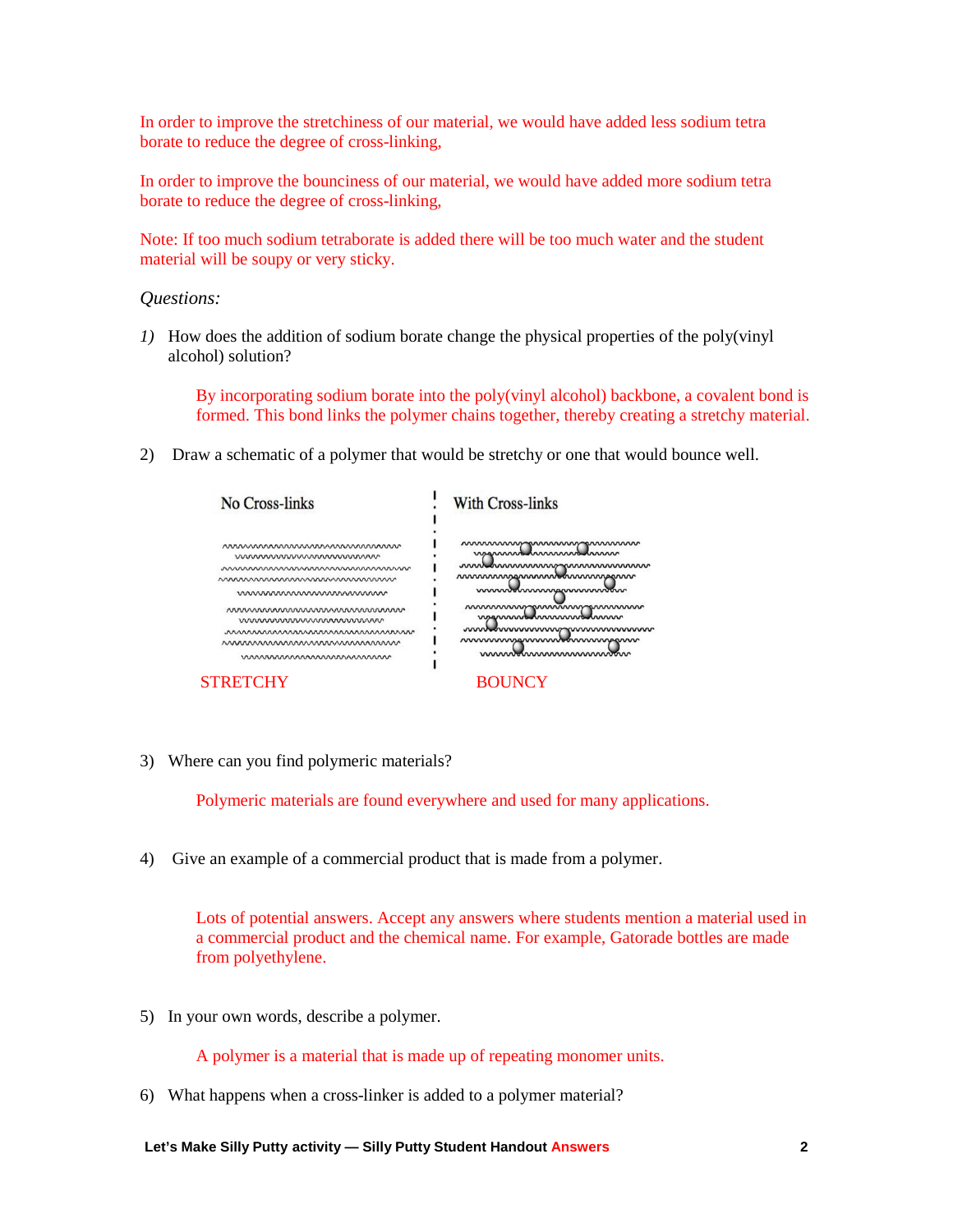In order to improve the stretchiness of our material, we would have added less sodium tetra borate to reduce the degree of cross-linking,

In order to improve the bounciness of our material, we would have added more sodium tetra borate to reduce the degree of cross-linking,

Note: If too much sodium tetraborate is added there will be too much water and the student material will be soupy or very sticky.

*Questions:*

1) How does the addition of sodium borate change the physical properties of the poly(vinyl alcohol) solution?

   By incorporating sodium borate into the poly(vinyl alcohol) backbone, a covalent bond is formed. This bond links the polymer chains together, thereby creating a stretchy material.

2) Draw a schematic of a polymer that would be stretchy or one that would bounce well.

   No Cross-links — STRETCHY

   With Cross-links — BOUNCY

3) Where can you find polymeric materials?

   Polymeric materials are found everywhere and used for many applications.

4) Give an example of a commercial product that is made from a polymer.

   Lots of potential answers. Accept any answers where students mention a material used in a commercial product and the chemical name. For example, Gatorade bottles are made from polyethylene.

5) In your own words, describe a polymer.

   A polymer is a material that is made up of repeating monomer units.

6) What happens when a cross-linker is added to a polymer material?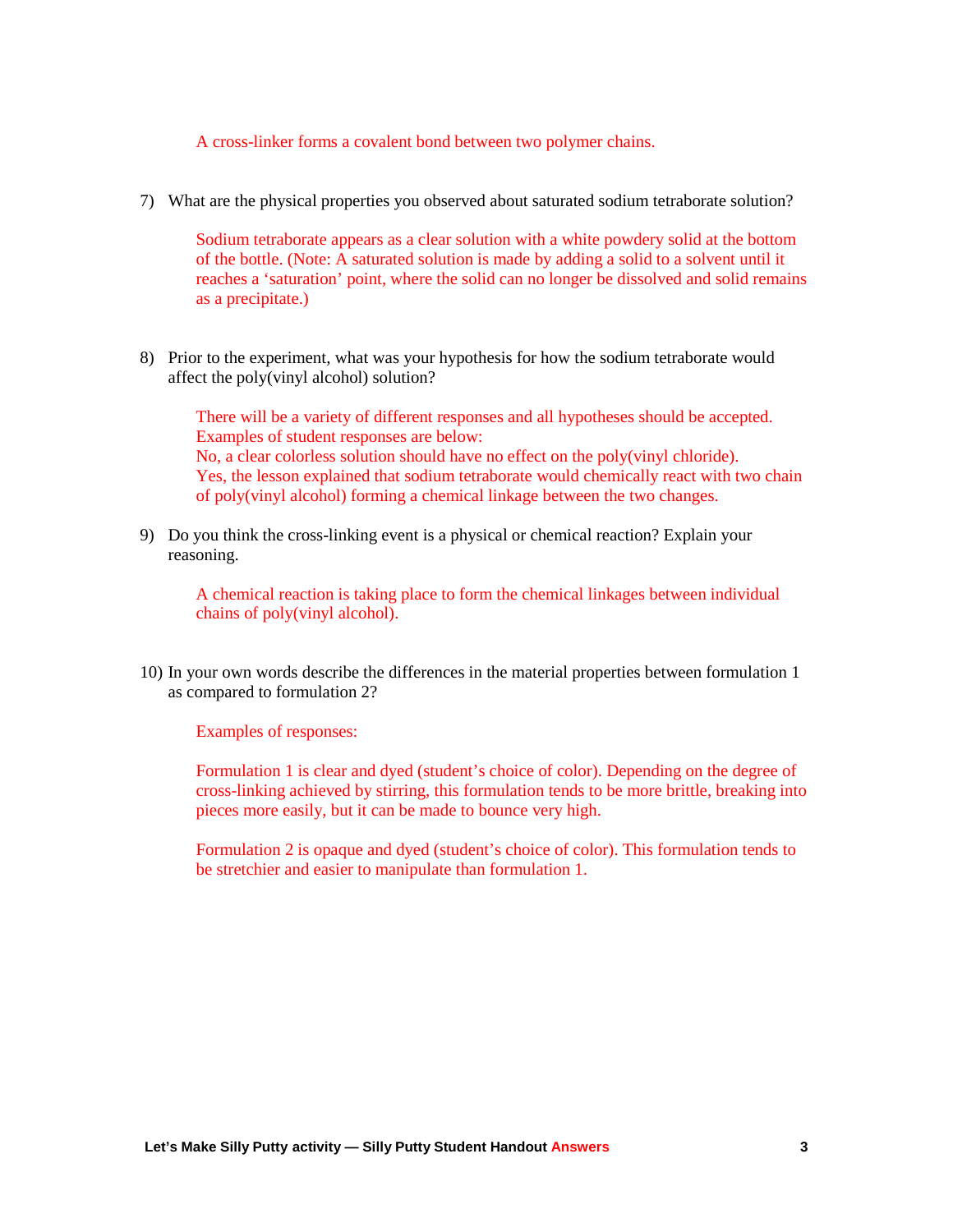A cross-linker forms a covalent bond between two polymer chains.

7) What are the physical properties you observed about saturated sodium tetraborate solution?

   Sodium tetraborate appears as a clear solution with a white powdery solid at the bottom of the bottle. (Note: A saturated solution is made by adding a solid to a solvent until it reaches a 'saturation' point, where the solid can no longer be dissolved and solid remains as a precipitate.)

8) Prior to the experiment, what was your hypothesis for how the sodium tetraborate would affect the poly(vinyl alcohol) solution?

   There will be a variety of different responses and all hypotheses should be accepted. Examples of student responses are below:
   No, a clear colorless solution should have no effect on the poly(vinyl chloride).
   Yes, the lesson explained that sodium tetraborate would chemically react with two chain of poly(vinyl alcohol) forming a chemical linkage between the two changes.

9) Do you think the cross-linking event is a physical or chemical reaction? Explain your reasoning.

   A chemical reaction is taking place to form the chemical linkages between individual chains of poly(vinyl alcohol).

10) In your own words describe the differences in the material properties between formulation 1 as compared to formulation 2?

    Examples of responses:

    Formulation 1 is clear and dyed (student's choice of color). Depending on the degree of cross-linking achieved by stirring, this formulation tends to be more brittle, breaking into pieces more easily, but it can be made to bounce very high.

    Formulation 2 is opaque and dyed (student's choice of color). This formulation tends to be stretchier and easier to manipulate than formulation 1.